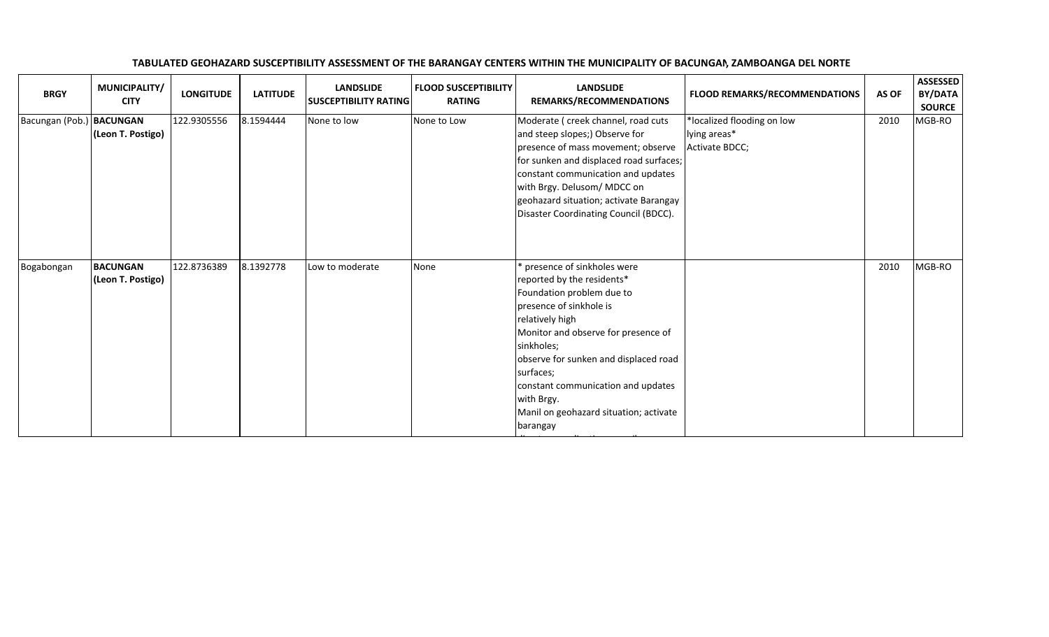**TABULATED GEOHAZARD SUSCEPTIBILITY ASSESSMENT OF THE BARANGAY CENTERS WITHIN THE MUNICIPALITY OF BACUNGAN, ZAMBOANGA DEL NORTE**

| BRGY | MUNICIPALITY/ CITY | LONGITUDE | LATITUDE | LANDSLIDE SUSCEPTIBILITY RATING | FLOOD SUSCEPTIBILITY RATING | LANDSLIDE REMARKS/RECOMMENDATIONS | FLOOD REMARKS/RECOMMENDATIONS | AS OF | ASSESSED BY/DATA SOURCE |
|---|---|---|---|---|---|---|---|---|---|
| Bacungan (Pob.) | **BACUNGAN (Leon T. Postigo)** | 122.9305556 | 8.1594444 | None to low | None to Low | Moderate ( creek channel, road cuts and steep slopes;) Observe for presence of mass movement; observe for sunken and displaced road surfaces; constant communication and updates with Brgy. Delusom/ MDCC on geohazard situation; activate Barangay Disaster Coordinating Council (BDCC). | *localized flooding on low lying areas* Activate BDCC; | 2010 | MGB-RO |
| Bogabongan | **BACUNGAN (Leon T. Postigo)** | 122.8736389 | 8.1392778 | Low to moderate | None | * presence of sinkholes were reported by the residents* Foundation problem due to presence of sinkhole is relatively high Monitor and observe for presence of sinkholes; observe for sunken and displaced road surfaces; constant communication and updates with Brgy. Manil on geohazard situation; activate barangay | | 2010 | MGB-RO |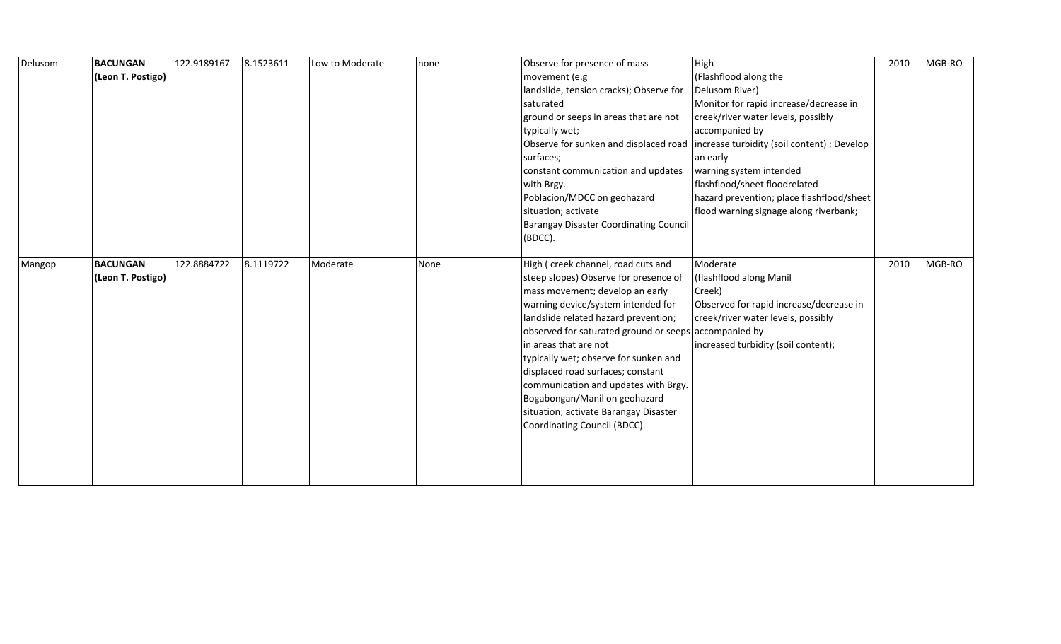| | | | | | | | | | |
|---|---|---|---|---|---|---|---|---|---|
| Delusom | **BACUNGAN (Leon T. Postigo)** | 122.9189167 | 8.1523611 | Low to Moderate | none | Observe for presence of mass movement (e.g landslide, tension cracks); Observe for saturated ground or seeps in areas that are not typically wet; Observe for sunken and displaced road surfaces; constant communication and updates with Brgy. Poblacion/MDCC on geohazard situation; activate Barangay Disaster Coordinating Council (BDCC). | High (Flashflood along the Delusom River) Monitor for rapid increase/decrease in creek/river water levels, possibly accompanied by increase turbidity (soil content) ; Develop an early warning system intended flashflood/sheet floodrelated hazard prevention; place flashflood/sheet flood warning signage along riverbank; | 2010 | MGB-RO |
| Mangop | **BACUNGAN (Leon T. Postigo)** | 122.8884722 | 8.1119722 | Moderate | None | High ( creek channel, road cuts and steep slopes) Observe for presence of mass movement; develop an early warning device/system intended for landslide related hazard prevention; observed for saturated ground or seeps in areas that are not typically wet; observe for sunken and displaced road surfaces; constant communication and updates with Brgy. Bogabongan/Manil on geohazard situation; activate Barangay Disaster Coordinating Council (BDCC). | Moderate (flashflood along Manil Creek) Observed for rapid increase/decrease in creek/river water levels, possibly accompanied by increased turbidity (soil content); | 2010 | MGB-RO |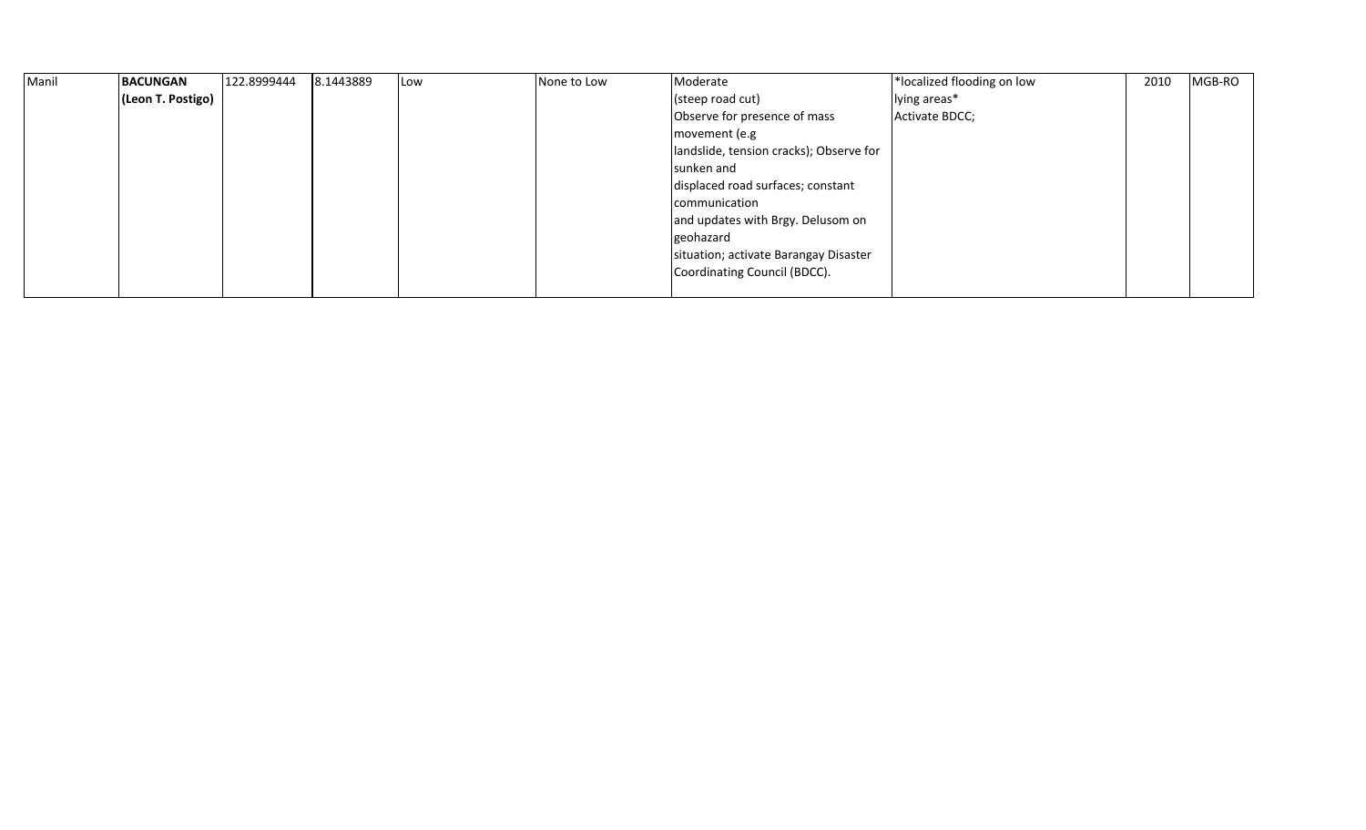| Manil | **BACUNGAN (Leon T. Postigo)** | 122.8999444 | 8.1443889 | Low | None to Low | Moderate (steep road cut) Observe for presence of mass movement (e.g landslide, tension cracks); Observe for sunken and displaced road surfaces; constant communication and updates with Brgy. Delusom on geohazard situation; activate Barangay Disaster Coordinating Council (BDCC). | *localized flooding on low lying areas* Activate BDCC; | 2010 | MGB-RO |
|---|---|---|---|---|---|---|---|---|---|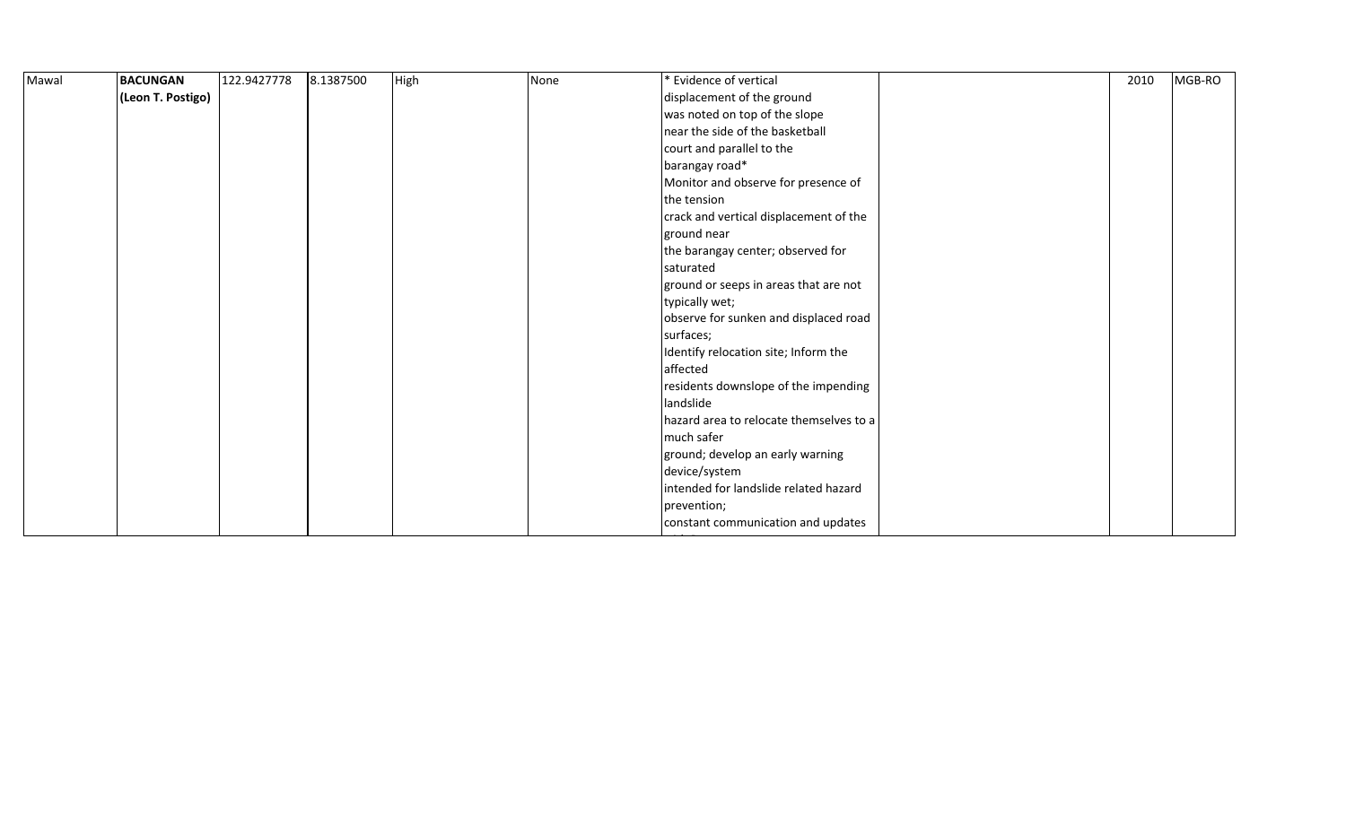| | | | | | | | | | |
|---|---|---|---|---|---|---|---|---|---|
| Mawal | **BACUNGAN (Leon T. Postigo)** | 122.9427778 | 8.1387500 | High | None | * Evidence of vertical displacement of the ground was noted on top of the slope near the side of the basketball court and parallel to the barangay road* Monitor and observe for presence of the tension crack and vertical displacement of the ground near the barangay center; observed for saturated ground or seeps in areas that are not typically wet; observe for sunken and displaced road surfaces; Identify relocation site; Inform the affected residents downslope of the impending landslide hazard area to relocate themselves to a much safer ground; develop an early warning device/system intended for landslide related hazard prevention; constant communication and updates | | 2010 | MGB-RO |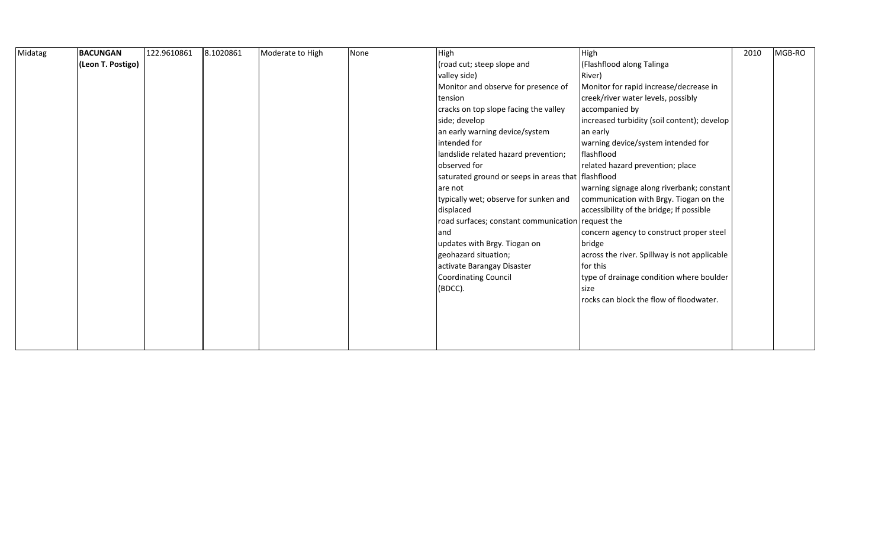| Midatag | **BACUNGAN (Leon T. Postigo)** | 122.9610861 | 8.1020861 | Moderate to High | None | High (road cut; steep slope and valley side) Monitor and observe for presence of tension cracks on top slope facing the valley side; develop an early warning device/system intended for landslide related hazard prevention; observed for saturated ground or seeps in areas that are not typically wet; observe for sunken and displaced road surfaces; constant communication and updates with Brgy. Tiogan on geohazard situation; activate Barangay Disaster Coordinating Council (BDCC). | High (Flashflood along Talinga River) Monitor for rapid increase/decrease in creek/river water levels, possibly accompanied by increased turbidity (soil content); develop an early warning device/system intended for flashflood related hazard prevention; place flashflood warning signage along riverbank; constant communication with Brgy. Tiogan on the accessibility of the bridge; If possible request the concern agency to construct proper steel bridge across the river. Spillway is not applicable for this type of drainage condition where boulder size rocks can block the flow of floodwater. | 2010 | MGB-RO |
|---|---|---|---|---|---|---|---|---|---|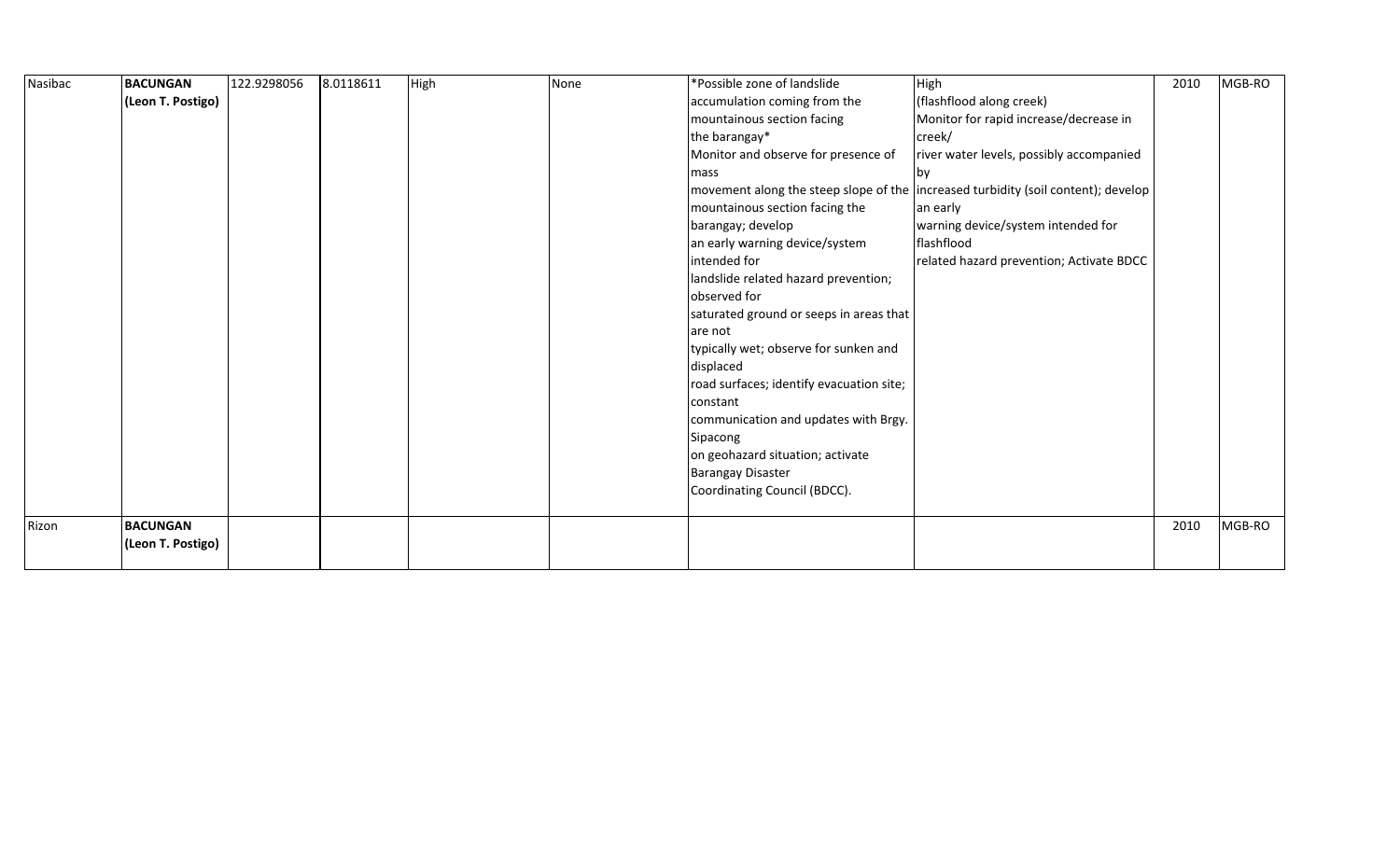| Nasibac | **BACUNGAN (Leon T. Postigo)** | 122.9298056 | 8.0118611 | High | None | *Possible zone of landslide accumulation coming from the mountainous section facing the barangay* Monitor and observe for presence of mass movement along the steep slope of the mountainous section facing the barangay; develop an early warning device/system intended for landslide related hazard prevention; observed for saturated ground or seeps in areas that are not typically wet; observe for sunken and displaced road surfaces; identify evacuation site; constant communication and updates with Brgy. Sipacong on geohazard situation; activate Barangay Disaster Coordinating Council (BDCC). | High (flashflood along creek) Monitor for rapid increase/decrease in creek/ river water levels, possibly accompanied by increased turbidity (soil content); develop an early warning device/system intended for flashflood related hazard prevention; Activate BDCC | 2010 | MGB-RO |
|---|---|---|---|---|---|---|---|---|---|
| Rizon | **BACUNGAN (Leon T. Postigo)** | | | | | | | 2010 | MGB-RO |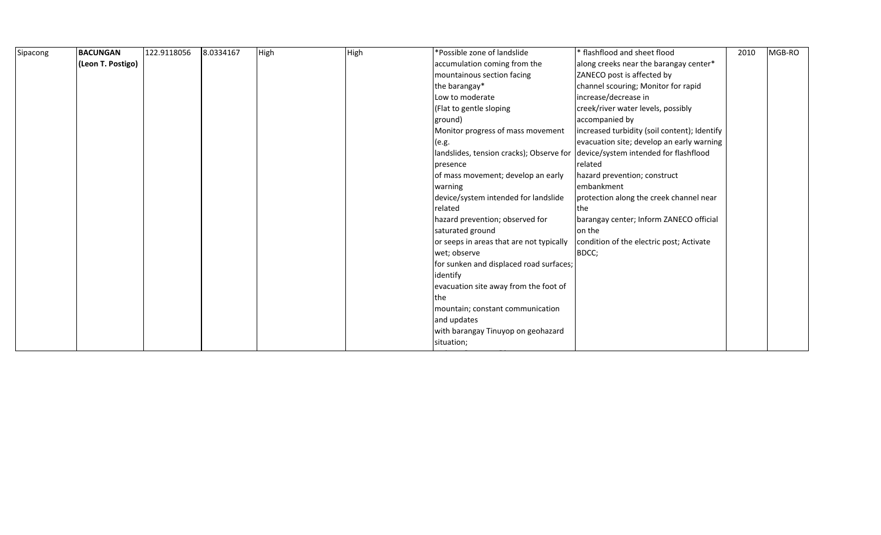| Sipacong | **BACUNGAN (Leon T. Postigo)** | 122.9118056 | 8.0334167 | High | High | *Possible zone of landslide accumulation coming from the mountainous section facing the barangay* Low to moderate (Flat to gentle sloping ground) Monitor progress of mass movement (e.g. landslides, tension cracks); Observe for presence of mass movement; develop an early warning device/system intended for landslide related hazard prevention; observed for saturated ground or seeps in areas that are not typically wet; observe for sunken and displaced road surfaces; identify evacuation site away from the foot of the mountain; constant communication and updates with barangay Tinuyop on geohazard situation; | * flashflood and sheet flood along creeks near the barangay center* ZANECO post is affected by channel scouring; Monitor for rapid increase/decrease in creek/river water levels, possibly accompanied by increased turbidity (soil content); Identify evacuation site; develop an early warning device/system intended for flashflood related hazard prevention; construct embankment protection along the creek channel near the barangay center; Inform ZANECO official on the condition of the electric post; Activate BDCC; | 2010 | MGB-RO |
|---|---|---|---|---|---|---|---|---|---|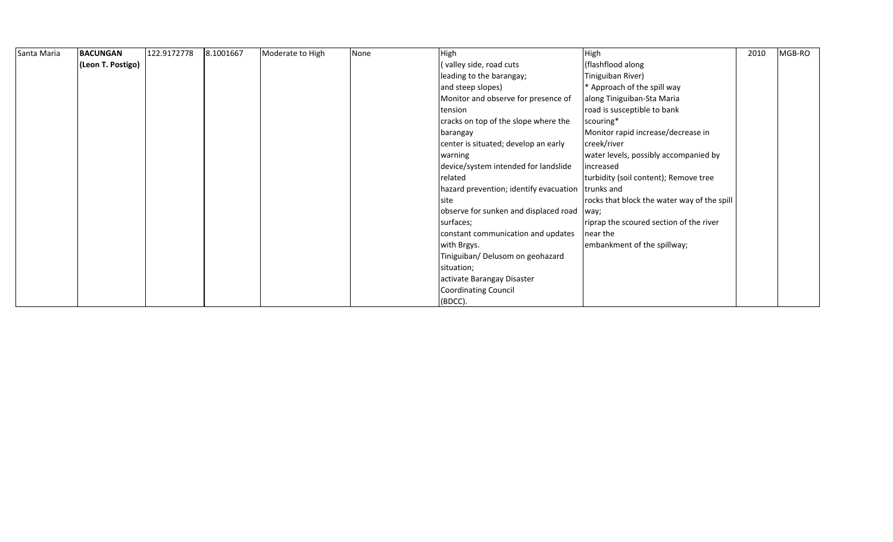| Santa Maria | **BACUNGAN (Leon T. Postigo)** | 122.9172778 | 8.1001667 | Moderate to High | None | High ( valley side, road cuts leading to the barangay; and steep slopes) Monitor and observe for presence of tension cracks on top of the slope where the barangay center is situated; develop an early warning device/system intended for landslide related hazard prevention; identify evacuation site observe for sunken and displaced road surfaces; constant communication and updates with Brgys. Tiniguiban/ Delusom on geohazard situation; activate Barangay Disaster Coordinating Council (BDCC). | High (flashflood along Tiniguiban River) * Approach of the spill way along Tiniguiban-Sta Maria road is susceptible to bank scouring* Monitor rapid increase/decrease in creek/river water levels, possibly accompanied by increased turbidity (soil content); Remove tree trunks and rocks that block the water way of the spill way; riprap the scoured section of the river near the embankment of the spillway; | 2010 | MGB-RO |
|---|---|---|---|---|---|---|---|---|---|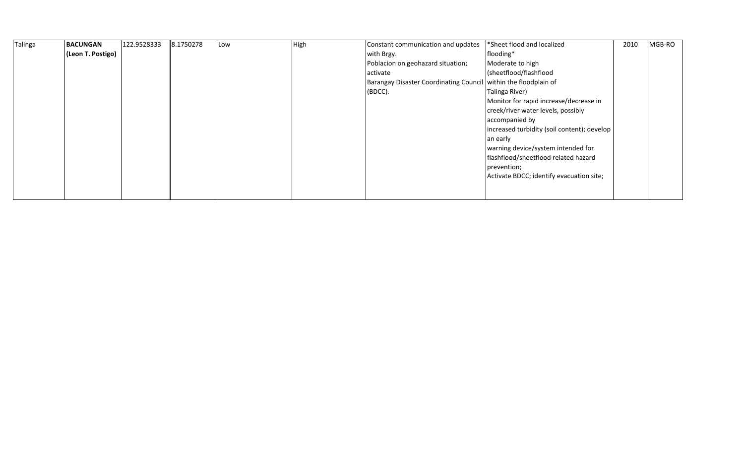| | | | | | | | | | |
|---|---|---|---|---|---|---|---|---|---|
| Talinga | **BACUNGAN (Leon T. Postigo)** | 122.9528333 | 8.1750278 | Low | High | Constant communication and updates with Brgy. Poblacion on geohazard situation; activate Barangay Disaster Coordinating Council (BDCC). | *Sheet flood and localized flooding* Moderate to high (sheetflood/flashflood within the floodplain of Talinga River) Monitor for rapid increase/decrease in creek/river water levels, possibly accompanied by increased turbidity (soil content); develop an early warning device/system intended for flashflood/sheetflood related hazard prevention; Activate BDCC; identify evacuation site; | 2010 | MGB-RO |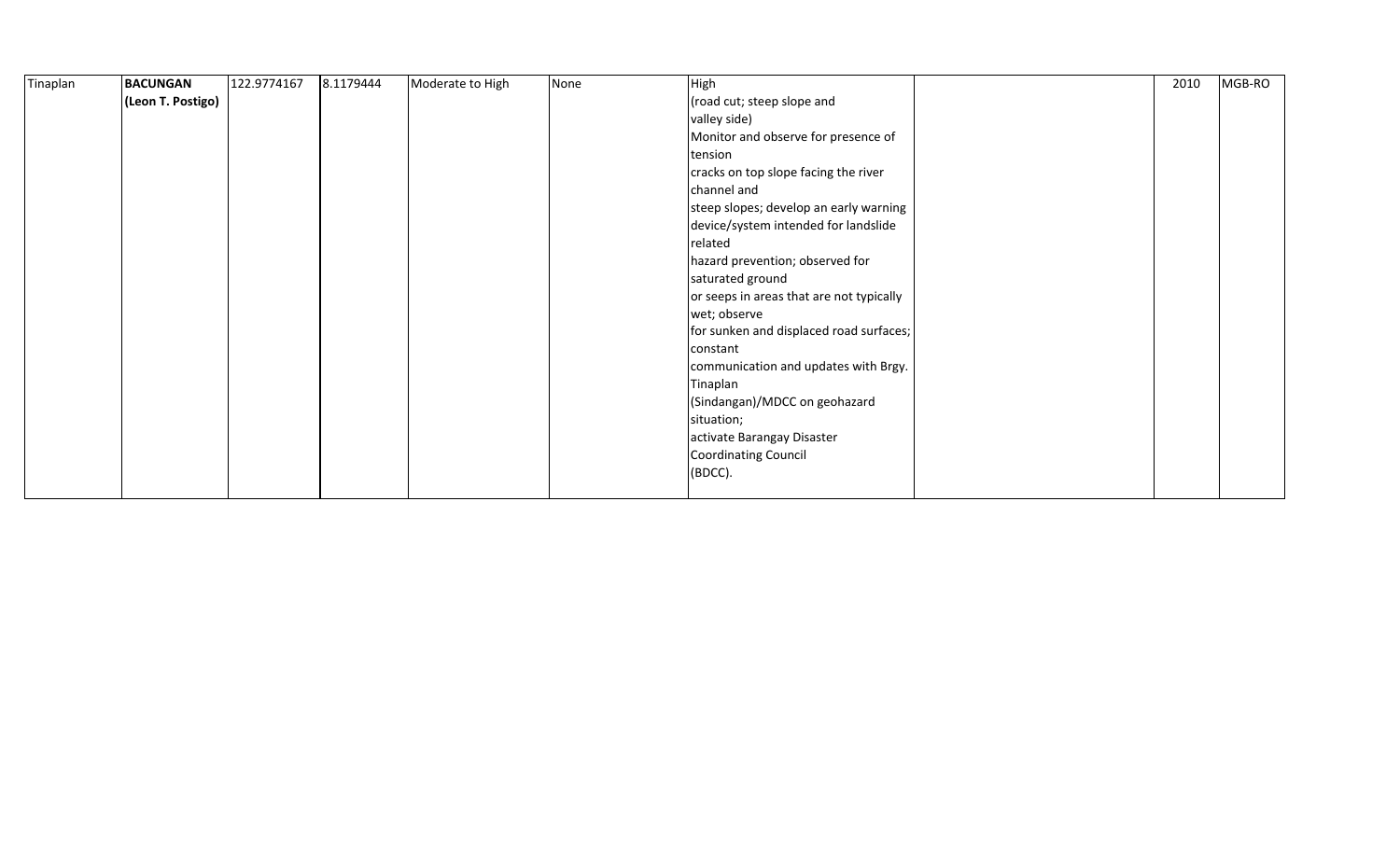| | | | | | | | | | |
|---|---|---|---|---|---|---|---|---|---|
| Tinaplan | **BACUNGAN (Leon T. Postigo)** | 122.9774167 | 8.1179444 | Moderate to High | None | High (road cut; steep slope and valley side) Monitor and observe for presence of tension cracks on top slope facing the river channel and steep slopes; develop an early warning device/system intended for landslide related hazard prevention; observed for saturated ground or seeps in areas that are not typically wet; observe for sunken and displaced road surfaces; constant communication and updates with Brgy. Tinaplan (Sindangan)/MDCC on geohazard situation; activate Barangay Disaster Coordinating Council (BDCC). | | 2010 | MGB-RO |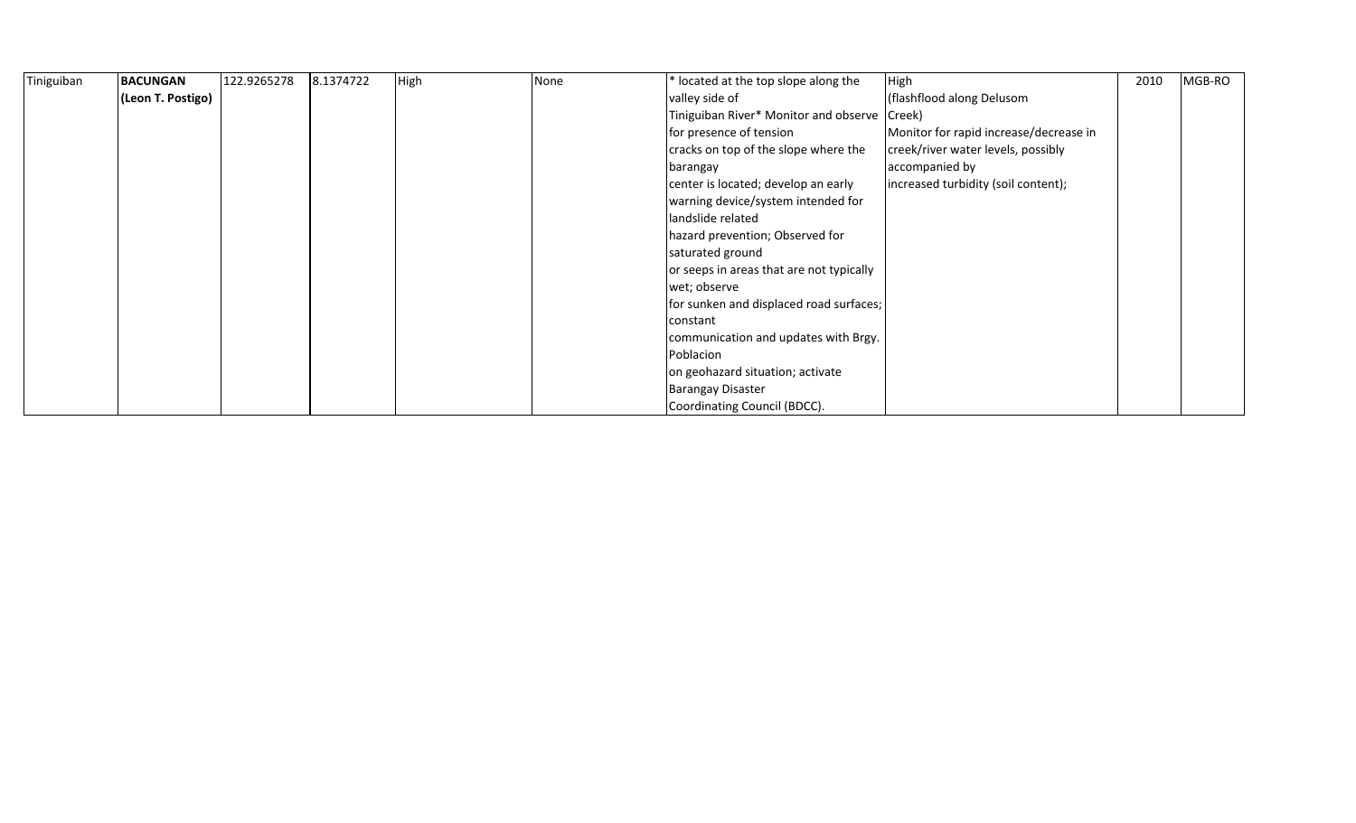| | | | | | | | | | |
|---|---|---|---|---|---|---|---|---|---|
| Tiniguiban | **BACUNGAN (Leon T. Postigo)** | 122.9265278 | 8.1374722 | High | None | * located at the top slope along the valley side of Tiniguiban River* Monitor and observe for presence of tension cracks on top of the slope where the barangay center is located; develop an early warning device/system intended for landslide related hazard prevention; Observed for saturated ground or seeps in areas that are not typically wet; observe for sunken and displaced road surfaces; constant communication and updates with Brgy. Poblacion on geohazard situation; activate Barangay Disaster Coordinating Council (BDCC). | High (flashflood along Delusom Creek) Monitor for rapid increase/decrease in creek/river water levels, possibly accompanied by increased turbidity (soil content); | 2010 | MGB-RO |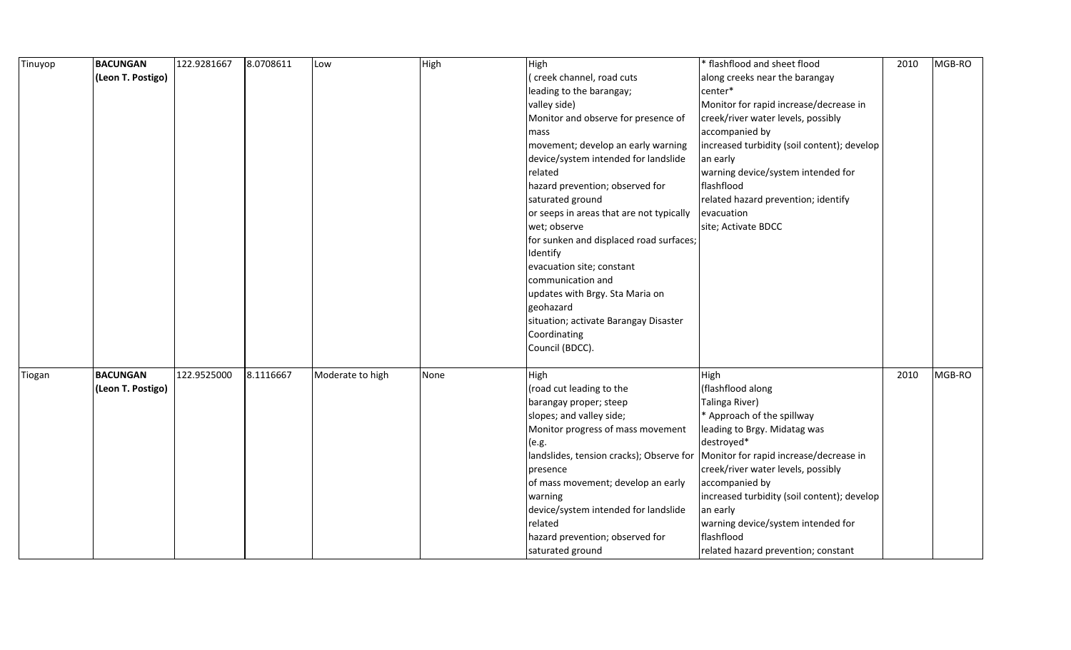| Tinuyop | **BACUNGAN (Leon T. Postigo)** | 122.9281667 | 8.0708611 | Low | High | High ( creek channel, road cuts leading to the barangay; valley side) Monitor and observe for presence of mass movement; develop an early warning device/system intended for landslide related hazard prevention; observed for saturated ground or seeps in areas that are not typically wet; observe for sunken and displaced road surfaces; Identify evacuation site; constant communication and updates with Brgy. Sta Maria on geohazard situation; activate Barangay Disaster Coordinating Council (BDCC). | * flashflood and sheet flood along creeks near the barangay center* Monitor for rapid increase/decrease in creek/river water levels, possibly accompanied by increased turbidity (soil content); develop an early warning device/system intended for flashflood related hazard prevention; identify evacuation site; Activate BDCC | 2010 | MGB-RO |
|---|---|---|---|---|---|---|---|---|---|
| Tiogan | **BACUNGAN (Leon T. Postigo)** | 122.9525000 | 8.1116667 | Moderate to high | None | High (road cut leading to the barangay proper; steep slopes; and valley side; Monitor progress of mass movement (e.g. landslides, tension cracks); Observe for presence of mass movement; develop an early warning device/system intended for landslide related hazard prevention; observed for saturated ground | High (flashflood along Talinga River) * Approach of the spillway leading to Brgy. Midatag was destroyed* Monitor for rapid increase/decrease in creek/river water levels, possibly accompanied by increased turbidity (soil content); develop an early warning device/system intended for flashflood related hazard prevention; constant | 2010 | MGB-RO |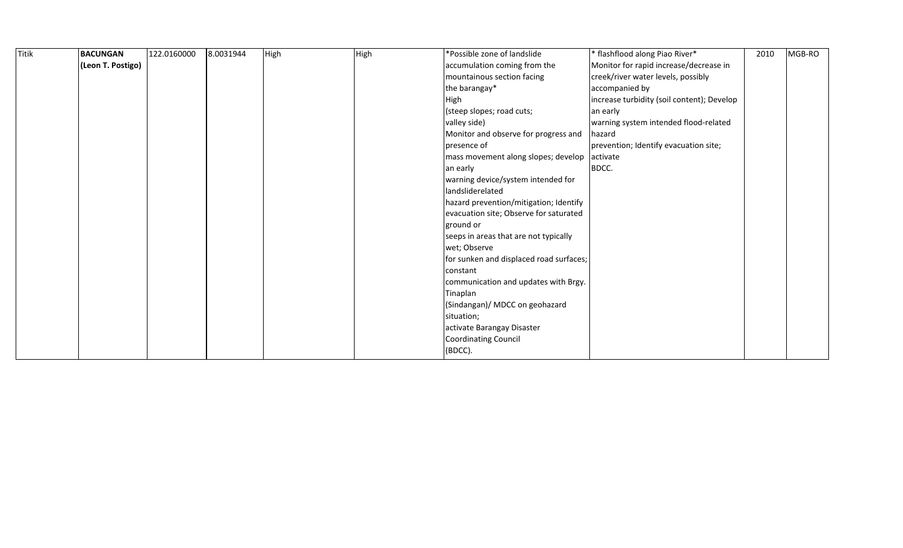| Titik | **BACUNGAN (Leon T. Postigo)** | 122.0160000 | 8.0031944 | High | High | *Possible zone of landslide accumulation coming from the mountainous section facing the barangay* High (steep slopes; road cuts; valley side) Monitor and observe for progress and presence of mass movement along slopes; develop an early warning device/system intended for landsliderelated hazard prevention/mitigation; Identify evacuation site; Observe for saturated ground or seeps in areas that are not typically wet; Observe for sunken and displaced road surfaces; constant communication and updates with Brgy. Tinaplan (Sindangan)/ MDCC on geohazard situation; activate Barangay Disaster Coordinating Council (BDCC). | * flashflood along Piao River* Monitor for rapid increase/decrease in creek/river water levels, possibly accompanied by increase turbidity (soil content); Develop an early warning system intended flood-related hazard prevention; Identify evacuation site; activate BDCC. | 2010 | MGB-RO |
|---|---|---|---|---|---|---|---|---|---|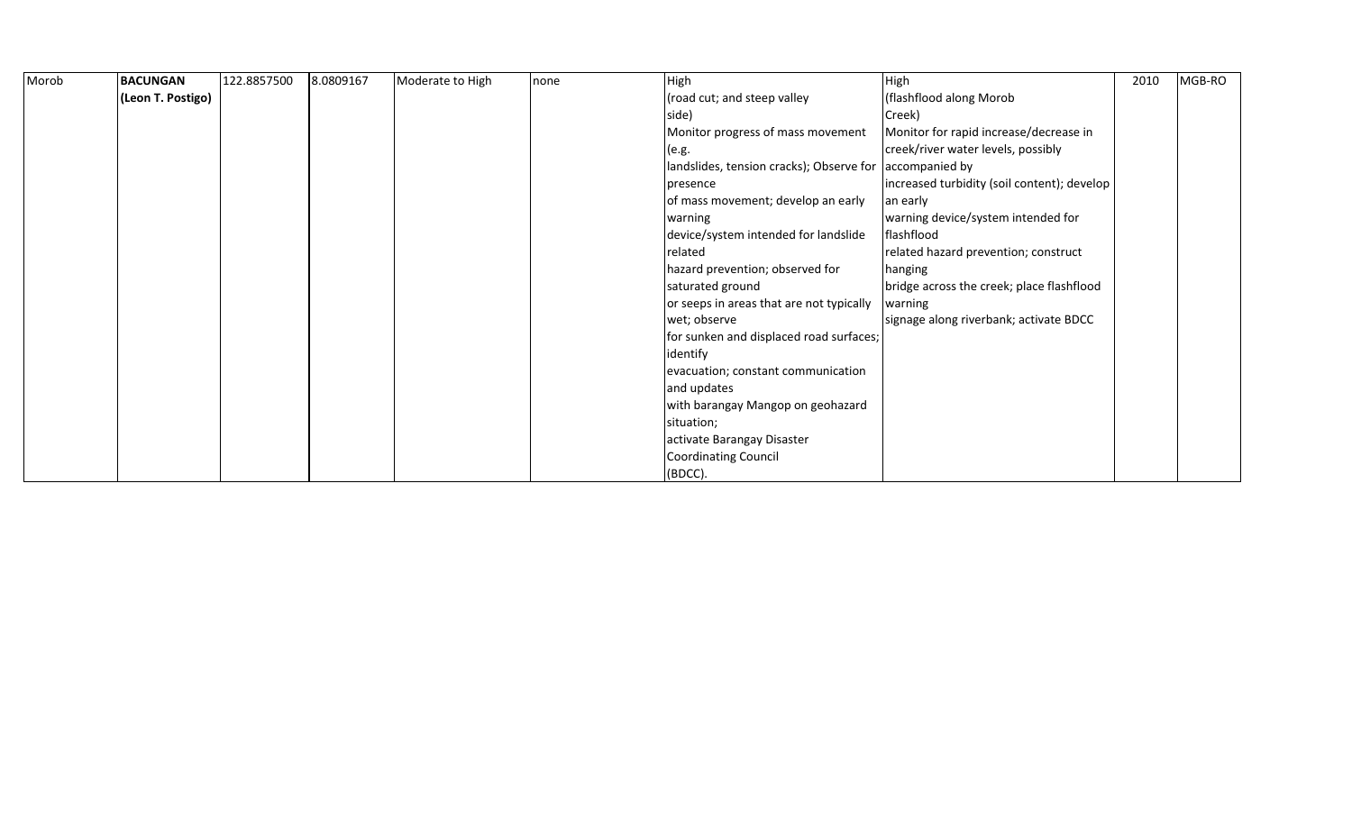| | | | | | | | | | |
|---|---|---|---|---|---|---|---|---|---|
| Morob | **BACUNGAN (Leon T. Postigo)** | 122.8857500 | 8.0809167 | Moderate to High | none | High (road cut; and steep valley side) Monitor progress of mass movement (e.g. landslides, tension cracks); Observe for presence of mass movement; develop an early warning device/system intended for landslide related hazard prevention; observed for saturated ground or seeps in areas that are not typically wet; observe for sunken and displaced road surfaces; identify evacuation; constant communication and updates with barangay Mangop on geohazard situation; activate Barangay Disaster Coordinating Council (BDCC). | High (flashflood along Morob Creek) Monitor for rapid increase/decrease in creek/river water levels, possibly accompanied by increased turbidity (soil content); develop an early warning device/system intended for flashflood related hazard prevention; construct hanging bridge across the creek; place flashflood warning signage along riverbank; activate BDCC | 2010 | MGB-RO |